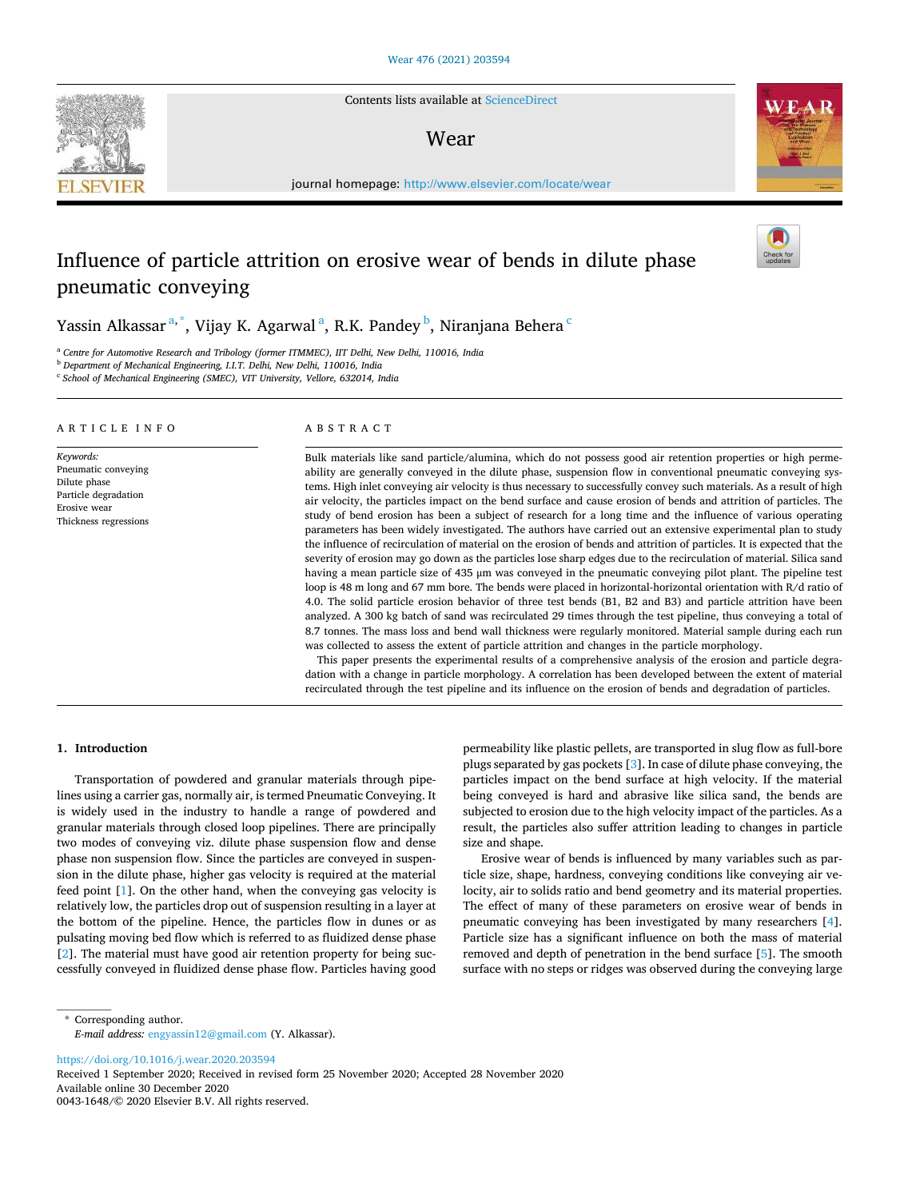# Influence of particle attrition on erosive wear of bends in dilute phase pneumatic conveying

Yassin Alkassar [a,*], Vijay K. Agarwal [a], R.K. Pandey [b], Niranjana Behera [c]

[a] Centre for Automotive Research and Tribology (former ITMMEC), IIT Delhi, New Delhi, 110016, India
[b] Department of Mechanical Engineering, I.I.T. Delhi, New Delhi, 110016, India
[c] School of Mechanical Engineering (SMEC), VIT University, Vellore, 632014, India

## ARTICLE INFO

*Keywords:*
Pneumatic conveying
Dilute phase
Particle degradation
Erosive wear
Thickness regressions

## ABSTRACT

Bulk materials like sand particle/alumina, which do not possess good air retention properties or high permeability are generally conveyed in the dilute phase, suspension flow in conventional pneumatic conveying systems. High inlet conveying air velocity is thus necessary to successfully convey such materials. As a result of high air velocity, the particles impact on the bend surface and cause erosion of bends and attrition of particles. The study of bend erosion has been a subject of research for a long time and the influence of various operating parameters has been widely investigated. The authors have carried out an extensive experimental plan to study the influence of recirculation of material on the erosion of bends and attrition of particles. It is expected that the severity of erosion may go down as the particles lose sharp edges due to the recirculation of material. Silica sand having a mean particle size of 435 μm was conveyed in the pneumatic conveying pilot plant. The pipeline test loop is 48 m long and 67 mm bore. The bends were placed in horizontal-horizontal orientation with R/d ratio of 4.0. The solid particle erosion behavior of three test bends (B1, B2 and B3) and particle attrition have been analyzed. A 300 kg batch of sand was recirculated 29 times through the test pipeline, thus conveying a total of 8.7 tonnes. The mass loss and bend wall thickness were regularly monitored. Material sample during each run was collected to assess the extent of particle attrition and changes in the particle morphology.

This paper presents the experimental results of a comprehensive analysis of the erosion and particle degradation with a change in particle morphology. A correlation has been developed between the extent of material recirculated through the test pipeline and its influence on the erosion of bends and degradation of particles.

## 1. Introduction

Transportation of powdered and granular materials through pipelines using a carrier gas, normally air, is termed Pneumatic Conveying. It is widely used in the industry to handle a range of powdered and granular materials through closed loop pipelines. There are principally two modes of conveying viz. dilute phase suspension flow and dense phase non suspension flow. Since the particles are conveyed in suspension in the dilute phase, higher gas velocity is required at the material feed point [1]. On the other hand, when the conveying gas velocity is relatively low, the particles drop out of suspension resulting in a layer at the bottom of the pipeline. Hence, the particles flow in dunes or as pulsating moving bed flow which is referred to as fluidized dense phase [2]. The material must have good air retention property for being successfully conveyed in fluidized dense phase flow. Particles having good permeability like plastic pellets, are transported in slug flow as full-bore plugs separated by gas pockets [3]. In case of dilute phase conveying, the particles impact on the bend surface at high velocity. If the material being conveyed is hard and abrasive like silica sand, the bends are subjected to erosion due to the high velocity impact of the particles. As a result, the particles also suffer attrition leading to changes in particle size and shape.

Erosive wear of bends is influenced by many variables such as particle size, shape, hardness, conveying conditions like conveying air velocity, air to solids ratio and bend geometry and its material properties. The effect of many of these parameters on erosive wear of bends in pneumatic conveying has been investigated by many researchers [4]. Particle size has a significant influence on both the mass of material removed and depth of penetration in the bend surface [5]. The smooth surface with no steps or ridges was observed during the conveying large

\* Corresponding author.
*E-mail address:* engyassin12@gmail.com (Y. Alkassar).

https://doi.org/10.1016/j.wear.2020.203594
Received 1 September 2020; Received in revised form 25 November 2020; Accepted 28 November 2020
Available online 30 December 2020
0043-1648/© 2020 Elsevier B.V. All rights reserved.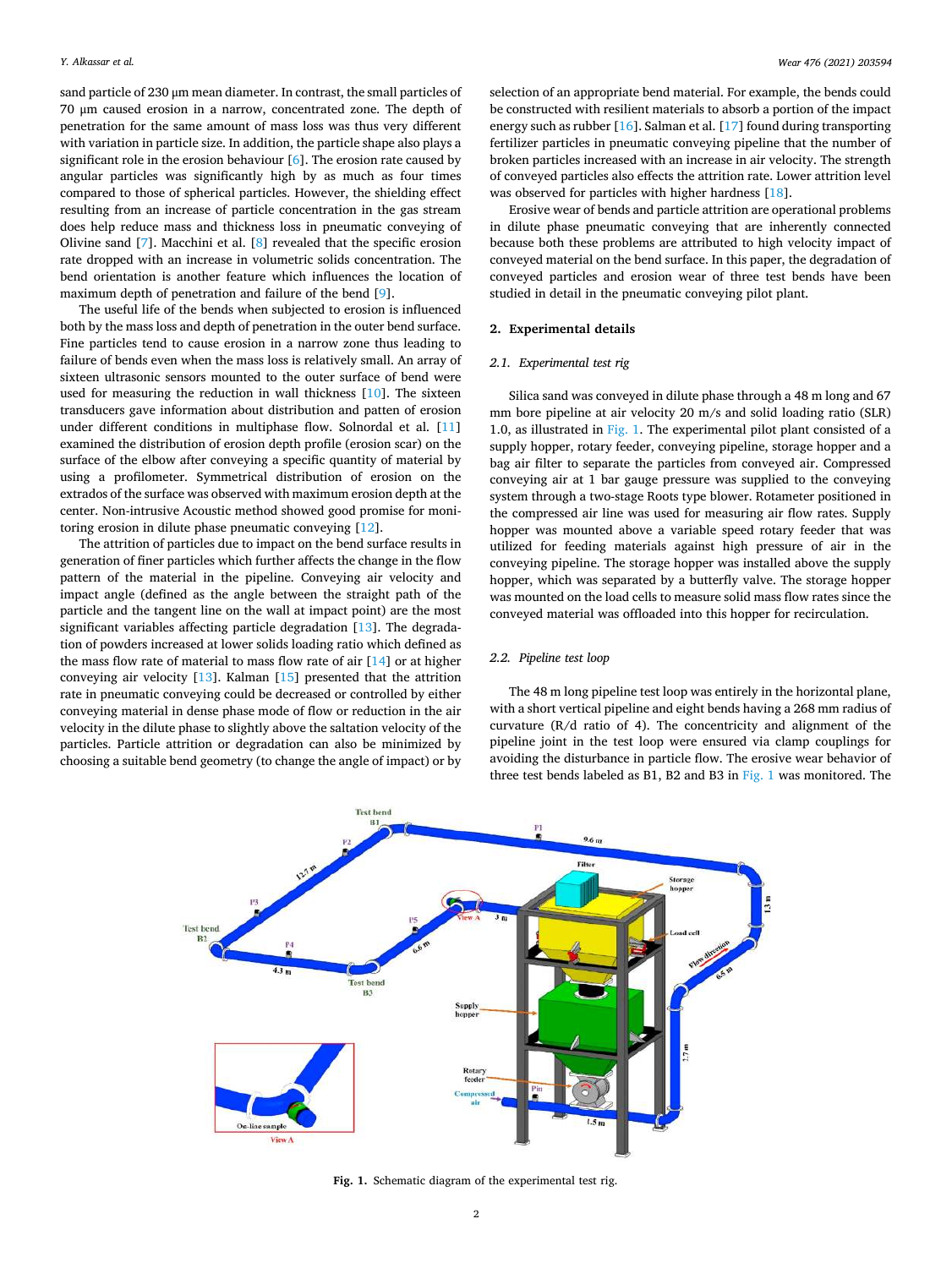sand particle of 230 μm mean diameter. In contrast, the small particles of 70 μm caused erosion in a narrow, concentrated zone. The depth of penetration for the same amount of mass loss was thus very different with variation in particle size. In addition, the particle shape also plays a significant role in the erosion behaviour [6]. The erosion rate caused by angular particles was significantly high by as much as four times compared to those of spherical particles. However, the shielding effect resulting from an increase of particle concentration in the gas stream does help reduce mass and thickness loss in pneumatic conveying of Olivine sand [7]. Macchini et al. [8] revealed that the specific erosion rate dropped with an increase in volumetric solids concentration. The bend orientation is another feature which influences the location of maximum depth of penetration and failure of the bend [9].

The useful life of the bends when subjected to erosion is influenced both by the mass loss and depth of penetration in the outer bend surface. Fine particles tend to cause erosion in a narrow zone thus leading to failure of bends even when the mass loss is relatively small. An array of sixteen ultrasonic sensors mounted to the outer surface of bend were used for measuring the reduction in wall thickness [10]. The sixteen transducers gave information about distribution and patten of erosion under different conditions in multiphase flow. Solnordal et al. [11] examined the distribution of erosion depth profile (erosion scar) on the surface of the elbow after conveying a specific quantity of material by using a profilometer. Symmetrical distribution of erosion on the extrados of the surface was observed with maximum erosion depth at the center. Non-intrusive Acoustic method showed good promise for monitoring erosion in dilute phase pneumatic conveying [12].

The attrition of particles due to impact on the bend surface results in generation of finer particles which further affects the change in the flow pattern of the material in the pipeline. Conveying air velocity and impact angle (defined as the angle between the straight path of the particle and the tangent line on the wall at impact point) are the most significant variables affecting particle degradation [13]. The degradation of powders increased at lower solids loading ratio which defined as the mass flow rate of material to mass flow rate of air [14] or at higher conveying air velocity [13]. Kalman [15] presented that the attrition rate in pneumatic conveying could be decreased or controlled by either conveying material in dense phase mode of flow or reduction in the air velocity in the dilute phase to slightly above the saltation velocity of the particles. Particle attrition or degradation can also be minimized by choosing a suitable bend geometry (to change the angle of impact) or by selection of an appropriate bend material. For example, the bends could be constructed with resilient materials to absorb a portion of the impact energy such as rubber [16]. Salman et al. [17] found during transporting fertilizer particles in pneumatic conveying pipeline that the number of broken particles increased with an increase in air velocity. The strength of conveyed particles also effects the attrition rate. Lower attrition level was observed for particles with higher hardness [18].

Erosive wear of bends and particle attrition are operational problems in dilute phase pneumatic conveying that are inherently connected because both these problems are attributed to high velocity impact of conveyed material on the bend surface. In this paper, the degradation of conveyed particles and erosion wear of three test bends have been studied in detail in the pneumatic conveying pilot plant.

## 2. Experimental details

### 2.1. Experimental test rig

Silica sand was conveyed in dilute phase through a 48 m long and 67 mm bore pipeline at air velocity 20 m/s and solid loading ratio (SLR) 1.0, as illustrated in Fig. 1. The experimental pilot plant consisted of a supply hopper, rotary feeder, conveying pipeline, storage hopper and a bag air filter to separate the particles from conveyed air. Compressed conveying air at 1 bar gauge pressure was supplied to the conveying system through a two-stage Roots type blower. Rotameter positioned in the compressed air line was used for measuring air flow rates. Supply hopper was mounted above a variable speed rotary feeder that was utilized for feeding materials against high pressure of air in the conveying pipeline. The storage hopper was installed above the supply hopper, which was separated by a butterfly valve. The storage hopper was mounted on the load cells to measure solid mass flow rates since the conveyed material was offloaded into this hopper for recirculation.

### 2.2. Pipeline test loop

The 48 m long pipeline test loop was entirely in the horizontal plane, with a short vertical pipeline and eight bends having a 268 mm radius of curvature (R/d ratio of 4). The concentricity and alignment of the pipeline joint in the test loop were ensured via clamp couplings for avoiding the disturbance in particle flow. The erosive wear behavior of three test bends labeled as B1, B2 and B3 in Fig. 1 was monitored. The

**Fig. 1.** Schematic diagram of the experimental test rig.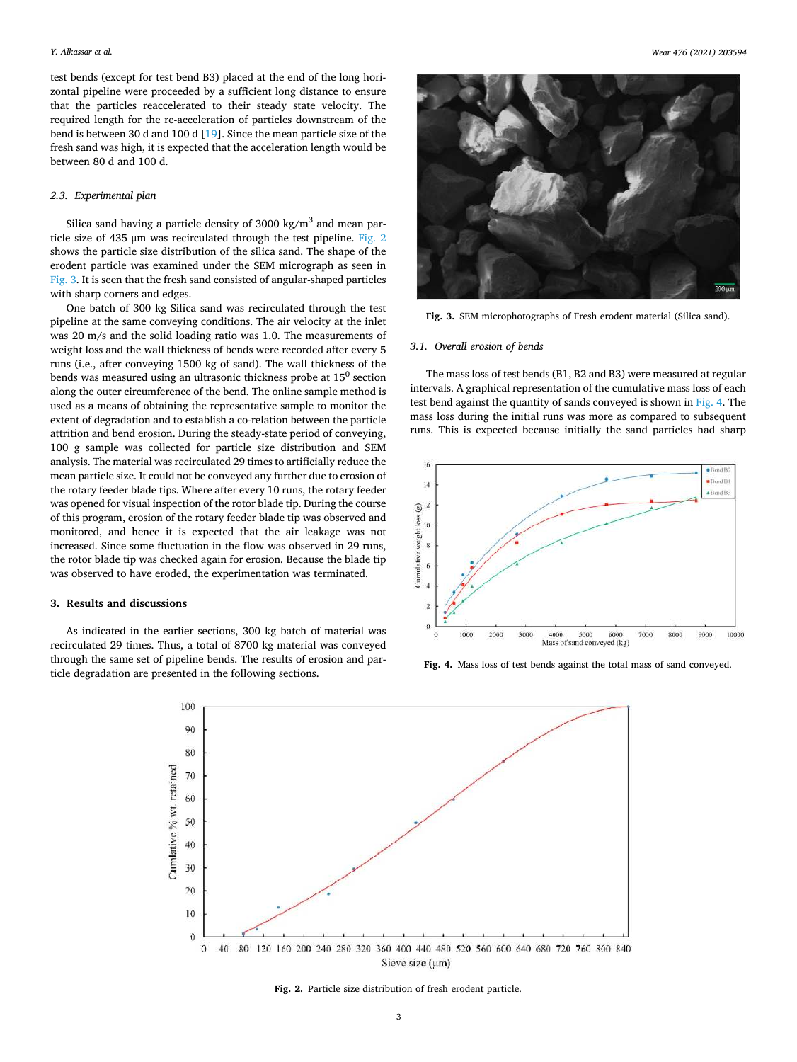test bends (except for test bend B3) placed at the end of the long horizontal pipeline were proceeded by a sufficient long distance to ensure that the particles reaccelerated to their steady state velocity. The required length for the re-acceleration of particles downstream of the bend is between 30 d and 100 d [19]. Since the mean particle size of the fresh sand was high, it is expected that the acceleration length would be between 80 d and 100 d.

### 2.3. Experimental plan

Silica sand having a particle density of 3000 kg/m$^3$ and mean particle size of 435 μm was recirculated through the test pipeline. Fig. 2 shows the particle size distribution of the silica sand. The shape of the erodent particle was examined under the SEM micrograph as seen in Fig. 3. It is seen that the fresh sand consisted of angular-shaped particles with sharp corners and edges.

One batch of 300 kg Silica sand was recirculated through the test pipeline at the same conveying conditions. The air velocity at the inlet was 20 m/s and the solid loading ratio was 1.0. The measurements of weight loss and the wall thickness of bends were recorded after every 5 runs (i.e., after conveying 1500 kg of sand). The wall thickness of the bends was measured using an ultrasonic thickness probe at 15$^0$ section along the outer circumference of the bend. The online sample method is used as a means of obtaining the representative sample to monitor the extent of degradation and to establish a co-relation between the particle attrition and bend erosion. During the steady-state period of conveying, 100 g sample was collected for particle size distribution and SEM analysis. The material was recirculated 29 times to artificially reduce the mean particle size. It could not be conveyed any further due to erosion of the rotary feeder blade tips. Where after every 10 runs, the rotary feeder was opened for visual inspection of the rotor blade tip. During the course of this program, erosion of the rotary feeder blade tip was observed and monitored, and hence it is expected that the air leakage was not increased. Since some fluctuation in the flow was observed in 29 runs, the rotor blade tip was checked again for erosion. Because the blade tip was observed to have eroded, the experimentation was terminated.

## 3. Results and discussions

As indicated in the earlier sections, 300 kg batch of material was recirculated 29 times. Thus, a total of 8700 kg material was conveyed through the same set of pipeline bends. The results of erosion and particle degradation are presented in the following sections.

Fig. 3. SEM microphotographs of Fresh erodent material (Silica sand).

### 3.1. Overall erosion of bends

The mass loss of test bends (B1, B2 and B3) were measured at regular intervals. A graphical representation of the cumulative mass loss of each test bend against the quantity of sands conveyed is shown in Fig. 4. The mass loss during the initial runs was more as compared to subsequent runs. This is expected because initially the sand particles had sharp

Fig. 4. Mass loss of test bends against the total mass of sand conveyed.

Fig. 2. Particle size distribution of fresh erodent particle.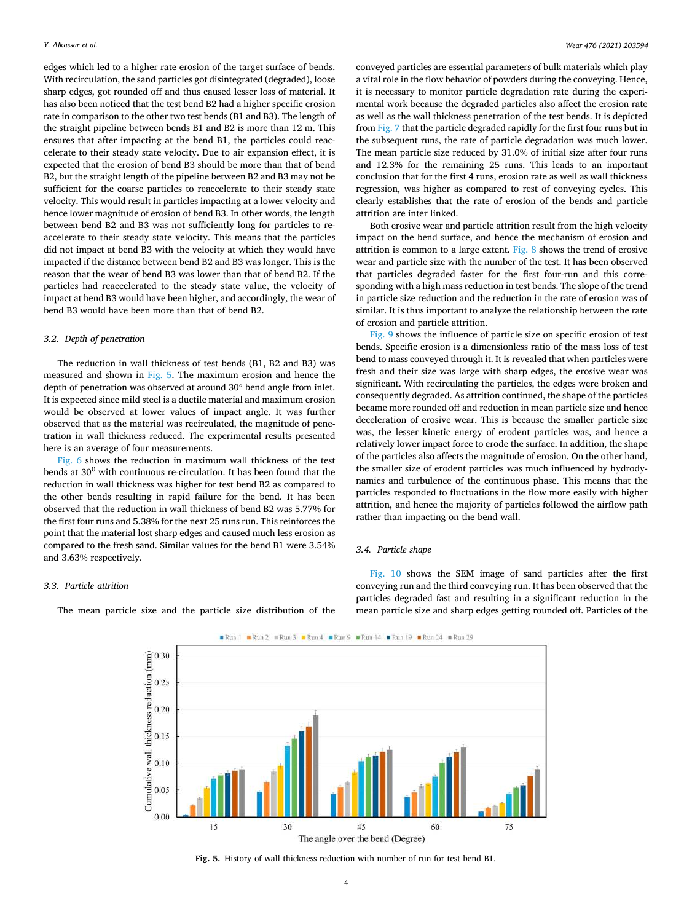edges which led to a higher rate erosion of the target surface of bends. With recirculation, the sand particles got disintegrated (degraded), loose sharp edges, got rounded off and thus caused lesser loss of material. It has also been noticed that the test bend B2 had a higher specific erosion rate in comparison to the other two test bends (B1 and B3). The length of the straight pipeline between bends B1 and B2 is more than 12 m. This ensures that after impacting at the bend B1, the particles could reaccelerate to their steady state velocity. Due to air expansion effect, it is expected that the erosion of bend B3 should be more than that of bend B2, but the straight length of the pipeline between B2 and B3 may not be sufficient for the coarse particles to reaccelerate to their steady state velocity. This would result in particles impacting at a lower velocity and hence lower magnitude of erosion of bend B3. In other words, the length between bend B2 and B3 was not sufficiently long for particles to reaccelerate to their steady state velocity. This means that the particles did not impact at bend B3 with the velocity at which they would have impacted if the distance between bend B2 and B3 was longer. This is the reason that the wear of bend B3 was lower than that of bend B2. If the particles had reaccelerated to the steady state value, the velocity of impact at bend B3 would have been higher, and accordingly, the wear of bend B3 would have been more than that of bend B2.

### 3.2. Depth of penetration

The reduction in wall thickness of test bends (B1, B2 and B3) was measured and shown in Fig. 5. The maximum erosion and hence the depth of penetration was observed at around 30° bend angle from inlet. It is expected since mild steel is a ductile material and maximum erosion would be observed at lower values of impact angle. It was further observed that as the material was recirculated, the magnitude of penetration in wall thickness reduced. The experimental results presented here is an average of four measurements.

Fig. 6 shows the reduction in maximum wall thickness of the test bends at $30^0$ with continuous re-circulation. It has been found that the reduction in wall thickness was higher for test bend B2 as compared to the other bends resulting in rapid failure for the bend. It has been observed that the reduction in wall thickness of bend B2 was 5.77% for the first four runs and 5.38% for the next 25 runs run. This reinforces the point that the material lost sharp edges and caused much less erosion as compared to the fresh sand. Similar values for the bend B1 were 3.54% and 3.63% respectively.

### 3.3. Particle attrition

The mean particle size and the particle size distribution of the conveyed particles are essential parameters of bulk materials which play a vital role in the flow behavior of powders during the conveying. Hence, it is necessary to monitor particle degradation rate during the experimental work because the degraded particles also affect the erosion rate as well as the wall thickness penetration of the test bends. It is depicted from Fig. 7 that the particle degraded rapidly for the first four runs but in the subsequent runs, the rate of particle degradation was much lower. The mean particle size reduced by 31.0% of initial size after four runs and 12.3% for the remaining 25 runs. This leads to an important conclusion that for the first 4 runs, erosion rate as well as wall thickness regression, was higher as compared to rest of conveying cycles. This clearly establishes that the rate of erosion of the bends and particle attrition are inter linked.

Both erosive wear and particle attrition result from the high velocity impact on the bend surface, and hence the mechanism of erosion and attrition is common to a large extent. Fig. 8 shows the trend of erosive wear and particle size with the number of the test. It has been observed that particles degraded faster for the first four-run and this corresponding with a high mass reduction in test bends. The slope of the trend in particle size reduction and the reduction in the rate of erosion was of similar. It is thus important to analyze the relationship between the rate of erosion and particle attrition.

Fig. 9 shows the influence of particle size on specific erosion of test bends. Specific erosion is a dimensionless ratio of the mass loss of test bend to mass conveyed through it. It is revealed that when particles were fresh and their size was large with sharp edges, the erosive wear was significant. With recirculating the particles, the edges were broken and consequently degraded. As attrition continued, the shape of the particles became more rounded off and reduction in mean particle size and hence deceleration of erosive wear. This is because the smaller particle size was, the lesser kinetic energy of erodent particles was, and hence a relatively lower impact force to erode the surface. In addition, the shape of the particles also affects the magnitude of erosion. On the other hand, the smaller size of erodent particles was much influenced by hydrodynamics and turbulence of the continuous phase. This means that the particles responded to fluctuations in the flow more easily with higher attrition, and hence the majority of particles followed the airflow path rather than impacting on the bend wall.

### 3.4. Particle shape

Fig. 10 shows the SEM image of sand particles after the first conveying run and the third conveying run. It has been observed that the particles degraded fast and resulting in a significant reduction in the mean particle size and sharp edges getting rounded off. Particles of the

**Fig. 5.** History of wall thickness reduction with number of run for test bend B1.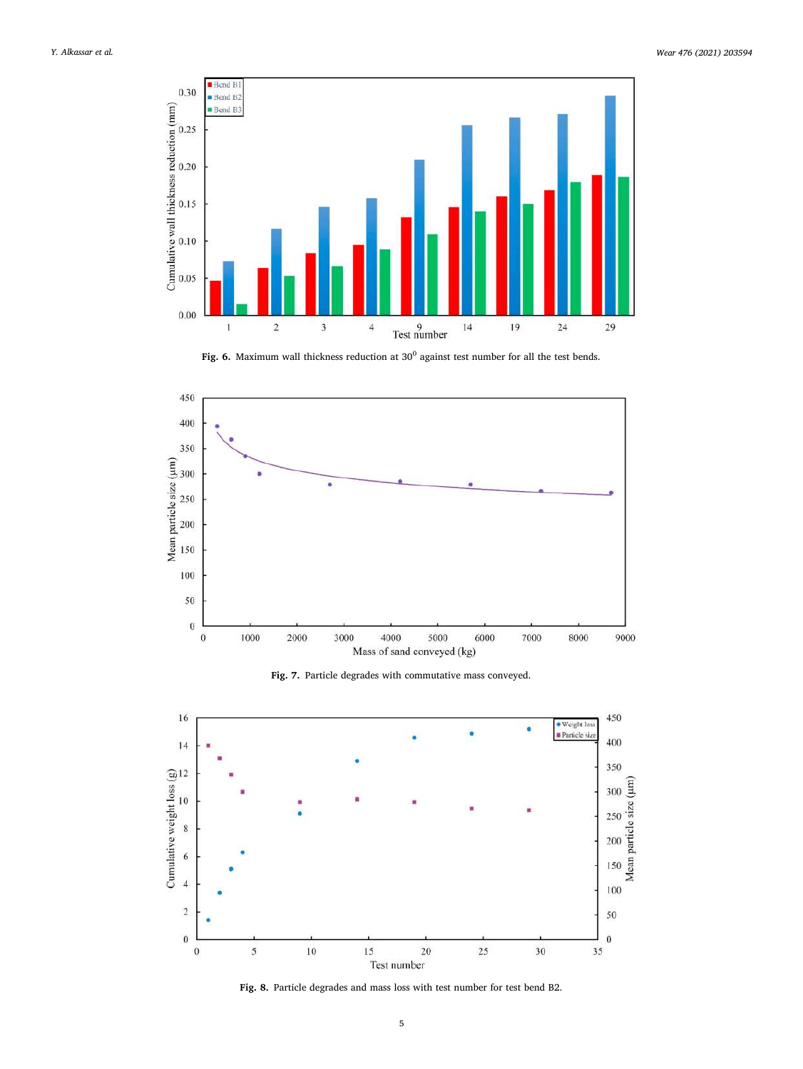**Fig. 6.** Maximum wall thickness reduction at $30^0$ against test number for all the test bends.

**Fig. 7.** Particle degrades with commutative mass conveyed.

**Fig. 8.** Particle degrades and mass loss with test number for test bend B2.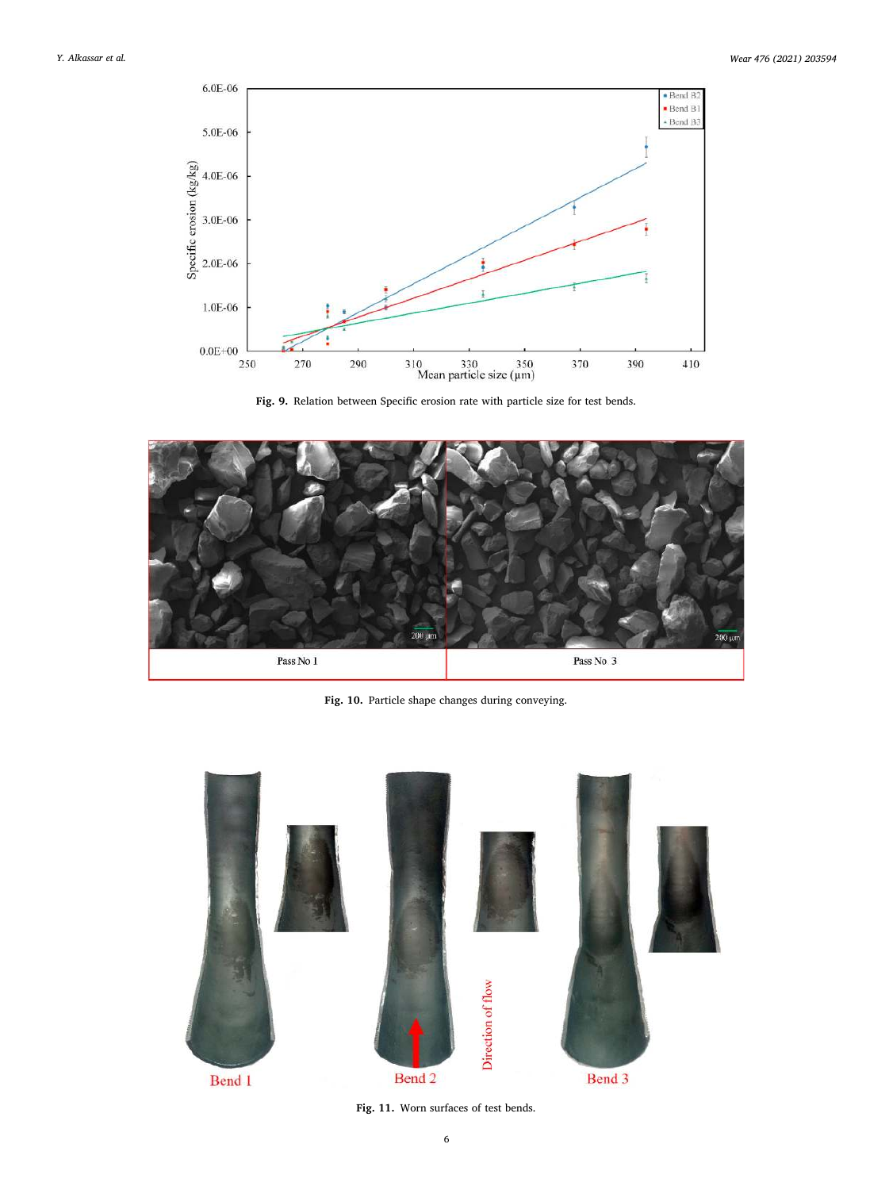**Fig. 9.** Relation between Specific erosion rate with particle size for test bends.

**Fig. 10.** Particle shape changes during conveying.

**Fig. 11.** Worn surfaces of test bends.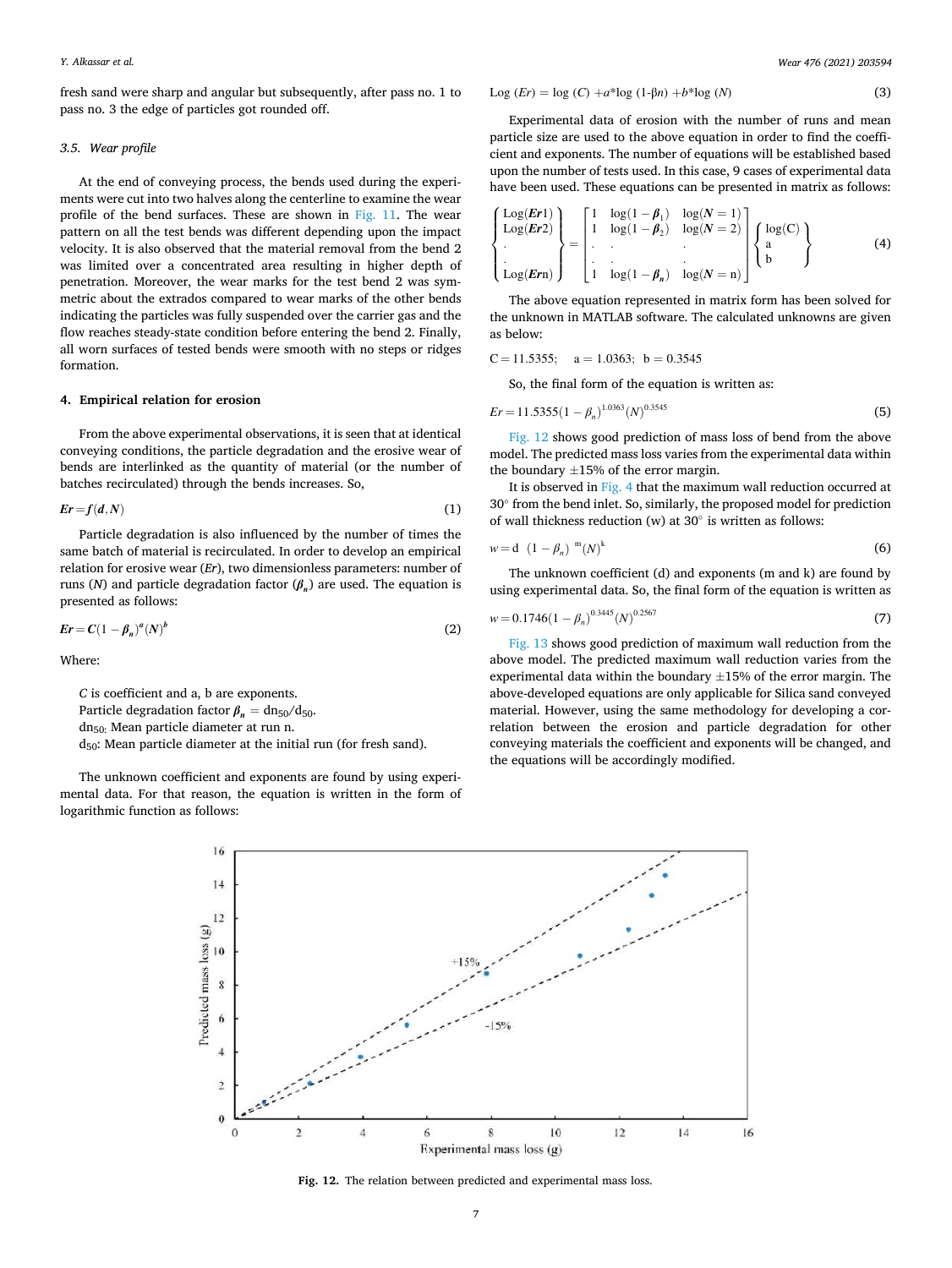fresh sand were sharp and angular but subsequently, after pass no. 1 to pass no. 3 the edge of particles got rounded off.

### 3.5. Wear profile

At the end of conveying process, the bends used during the experiments were cut into two halves along the centerline to examine the wear profile of the bend surfaces. These are shown in Fig. 11. The wear pattern on all the test bends was different depending upon the impact velocity. It is also observed that the material removal from the bend 2 was limited over a concentrated area resulting in higher depth of penetration. Moreover, the wear marks for the test bend 2 was symmetric about the extrados compared to wear marks of the other bends indicating the particles was fully suspended over the carrier gas and the flow reaches steady-state condition before entering the bend 2. Finally, all worn surfaces of tested bends were smooth with no steps or ridges formation.

## 4. Empirical relation for erosion

From the above experimental observations, it is seen that at identical conveying conditions, the particle degradation and the erosive wear of bends are interlinked as the quantity of material (or the number of batches recirculated) through the bends increases. So,

$$\boldsymbol{Er} = \boldsymbol{f}(\boldsymbol{d}, \boldsymbol{N}) \tag{1}$$

Particle degradation is also influenced by the number of times the same batch of material is recirculated. In order to develop an empirical relation for erosive wear (*Er*), two dimensionless parameters: number of runs (*N*) and particle degradation factor ($\boldsymbol{\beta}_n$) are used. The equation is presented as follows:

$$\boldsymbol{Er} = \boldsymbol{C}(1 - \boldsymbol{\beta}_n)^a (N)^b \tag{2}$$

Where:

$C$ is coefficient and a, b are exponents.
Particle degradation factor $\boldsymbol{\beta}_n = dn_{50}/d_{50}$.
$dn_{50}$: Mean particle diameter at run n.
$d_{50}$: Mean particle diameter at the initial run (for fresh sand).

The unknown coefficient and exponents are found by using experimental data. For that reason, the equation is written in the form of logarithmic function as follows:

$$\text{Log }(Er) = \log (C) + a^*\log (1\text{-}\beta n) + b^*\log (N) \tag{3}$$

Experimental data of erosion with the number of runs and mean particle size are used to the above equation in order to find the coefficient and exponents. The number of equations will be established based upon the number of tests used. In this case, 9 cases of experimental data have been used. These equations can be presented in matrix as follows:

$$\begin{Bmatrix} \text{Log}(\boldsymbol{Er}1) \\ \text{Log}(\boldsymbol{Er}2) \\ . \\ . \\ \text{Log}(\boldsymbol{Ern}) \end{Bmatrix} = \begin{bmatrix} 1 & \log(1-\boldsymbol{\beta}_1) & \log(\boldsymbol{N}=1) \\ 1 & \log(1-\boldsymbol{\beta}_2) & \log(\boldsymbol{N}=2) \\ . & . & . \\ . & . & . \\ 1 & \log(1-\boldsymbol{\beta}_n) & \log(\boldsymbol{N}=\text{n}) \end{bmatrix} \begin{Bmatrix} \log(\text{C}) \\ \text{a} \\ \text{b} \end{Bmatrix} \tag{4}$$

The above equation represented in matrix form has been solved for the unknown in MATLAB software. The calculated unknowns are given as below:

$C = 11.5355; \quad a = 1.0363; \quad b = 0.3545$

So, the final form of the equation is written as:

$$Er = 11.5355(1 - \beta_n)^{1.0363}(N)^{0.3545} \tag{5}$$

Fig. 12 shows good prediction of mass loss of bend from the above model. The predicted mass loss varies from the experimental data within the boundary ±15% of the error margin.

It is observed in Fig. 4 that the maximum wall reduction occurred at 30° from the bend inlet. So, similarly, the proposed model for prediction of wall thickness reduction (w) at 30° is written as follows:

$$w = d\ (1 - \beta_n)^{\ m}(N)^k \tag{6}$$

The unknown coefficient (d) and exponents (m and k) are found by using experimental data. So, the final form of the equation is written as

$$w = 0.1746(1 - \beta_n)^{0.3445}(N)^{0.2567} \tag{7}$$

Fig. 13 shows good prediction of maximum wall reduction from the above model. The predicted maximum wall reduction varies from the experimental data within the boundary ±15% of the error margin. The above-developed equations are only applicable for Silica sand conveyed material. However, using the same methodology for developing a correlation between the erosion and particle degradation for other conveying materials the coefficient and exponents will be changed, and the equations will be accordingly modified.

**Fig. 12.** The relation between predicted and experimental mass loss.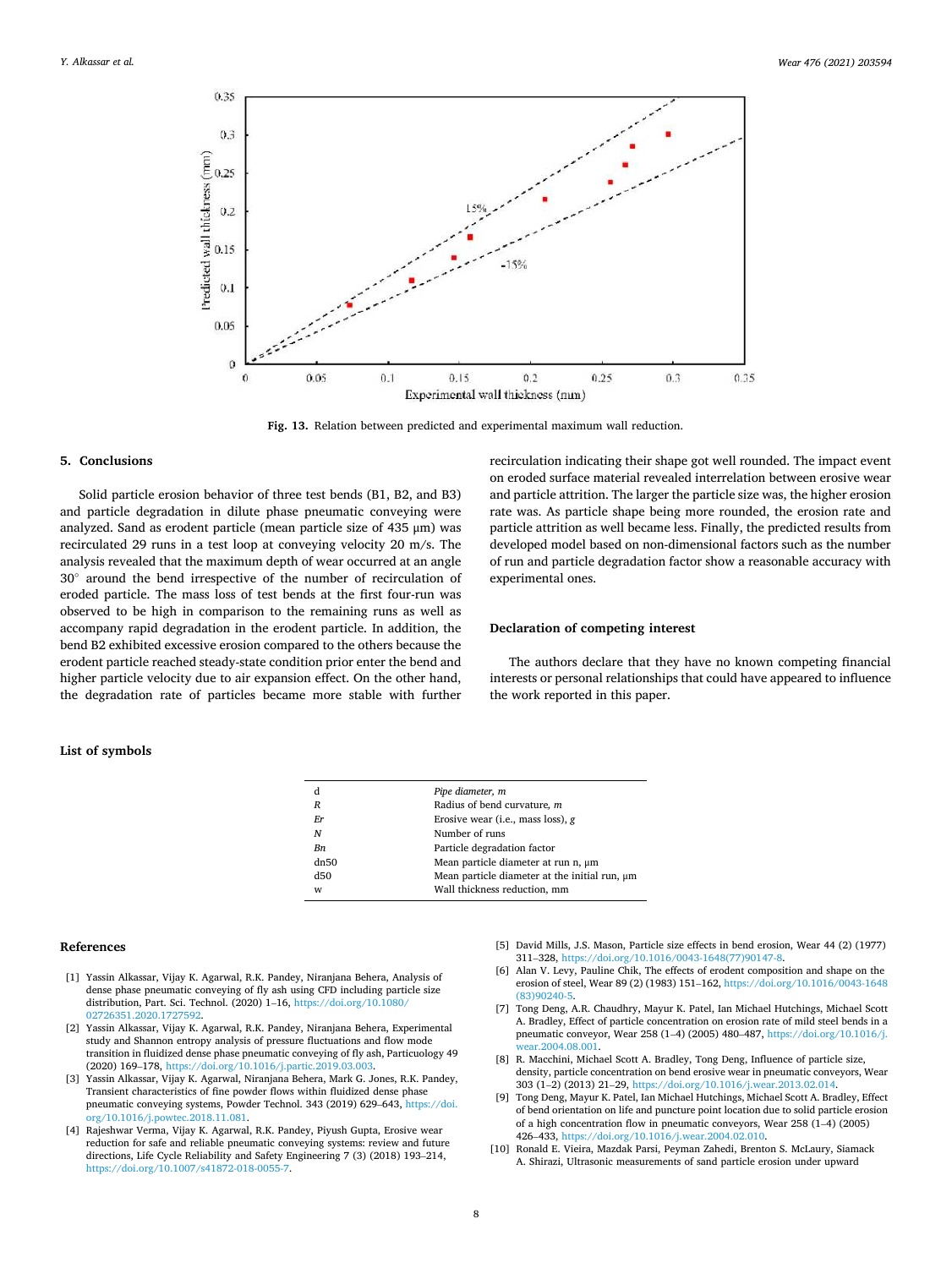Fig. 13. Relation between predicted and experimental maximum wall reduction.

## 5. Conclusions

Solid particle erosion behavior of three test bends (B1, B2, and B3) and particle degradation in dilute phase pneumatic conveying were analyzed. Sand as erodent particle (mean particle size of 435 μm) was recirculated 29 runs in a test loop at conveying velocity 20 m/s. The analysis revealed that the maximum depth of wear occurred at an angle 30° around the bend irrespective of the number of recirculation of eroded particle. The mass loss of test bends at the first four-run was observed to be high in comparison to the remaining runs as well as accompany rapid degradation in the erodent particle. In addition, the bend B2 exhibited excessive erosion compared to the others because the erodent particle reached steady-state condition prior enter the bend and higher particle velocity due to air expansion effect. On the other hand, the degradation rate of particles became more stable with further recirculation indicating their shape got well rounded. The impact event on eroded surface material revealed interrelation between erosive wear and particle attrition. The larger the particle size was, the higher erosion rate was. As particle shape being more rounded, the erosion rate and particle attrition as well became less. Finally, the predicted results from developed model based on non-dimensional factors such as the number of run and particle degradation factor show a reasonable accuracy with experimental ones.

## Declaration of competing interest

The authors declare that they have no known competing financial interests or personal relationships that could have appeared to influence the work reported in this paper.

## List of symbols

| | |
|---|---|
| d | *Pipe diameter, m* |
| *R* | Radius of bend curvature, *m* |
| *Er* | Erosive wear (i.e., mass loss), *g* |
| *N* | Number of runs |
| *Bn* | Particle degradation factor |
| dn50 | Mean particle diameter at run n, μm |
| d50 | Mean particle diameter at the initial run, μm |
| w | Wall thickness reduction, mm |

## References

[1] Yassin Alkassar, Vijay K. Agarwal, R.K. Pandey, Niranjana Behera, Analysis of dense phase pneumatic conveying of fly ash using CFD including particle size distribution, Part. Sci. Technol. (2020) 1–16, https://doi.org/10.1080/02726351.2020.1727592.

[2] Yassin Alkassar, Vijay K. Agarwal, R.K. Pandey, Niranjana Behera, Experimental study and Shannon entropy analysis of pressure fluctuations and flow mode transition in fluidized dense phase pneumatic conveying of fly ash, Particuology 49 (2020) 169–178, https://doi.org/10.1016/j.partic.2019.03.003.

[3] Yassin Alkassar, Vijay K. Agarwal, Niranjana Behera, Mark G. Jones, R.K. Pandey, Transient characteristics of fine powder flows within fluidized dense phase pneumatic conveying systems, Powder Technol. 343 (2019) 629–643, https://doi.org/10.1016/j.powtec.2018.11.081.

[4] Rajeshwar Verma, Vijay K. Agarwal, R.K. Pandey, Piyush Gupta, Erosive wear reduction for safe and reliable pneumatic conveying systems: review and future directions, Life Cycle Reliability and Safety Engineering 7 (3) (2018) 193–214, https://doi.org/10.1007/s41872-018-0055-7.

[5] David Mills, J.S. Mason, Particle size effects in bend erosion, Wear 44 (2) (1977) 311–328, https://doi.org/10.1016/0043-1648(77)90147-8.

[6] Alan V. Levy, Pauline Chik, The effects of erodent composition and shape on the erosion of steel, Wear 89 (2) (1983) 151–162, https://doi.org/10.1016/0043-1648(83)90240-5.

[7] Tong Deng, A.R. Chaudhry, Mayur K. Patel, Ian Michael Hutchings, Michael Scott A. Bradley, Effect of particle concentration on erosion rate of mild steel bends in a pneumatic conveyor, Wear 258 (1–4) (2005) 480–487, https://doi.org/10.1016/j.wear.2004.08.001.

[8] R. Macchini, Michael Scott A. Bradley, Tong Deng, Influence of particle size, density, particle concentration on bend erosive wear in pneumatic conveyors, Wear 303 (1–2) (2013) 21–29, https://doi.org/10.1016/j.wear.2013.02.014.

[9] Tong Deng, Mayur K. Patel, Ian Michael Hutchings, Michael Scott A. Bradley, Effect of bend orientation on life and puncture point location due to solid particle erosion of a high concentration flow in pneumatic conveyors, Wear 258 (1–4) (2005) 426–433, https://doi.org/10.1016/j.wear.2004.02.010.

[10] Ronald E. Vieira, Mazdak Parsi, Peyman Zahedi, Brenton S. McLaury, Siamack A. Shirazi, Ultrasonic measurements of sand particle erosion under upward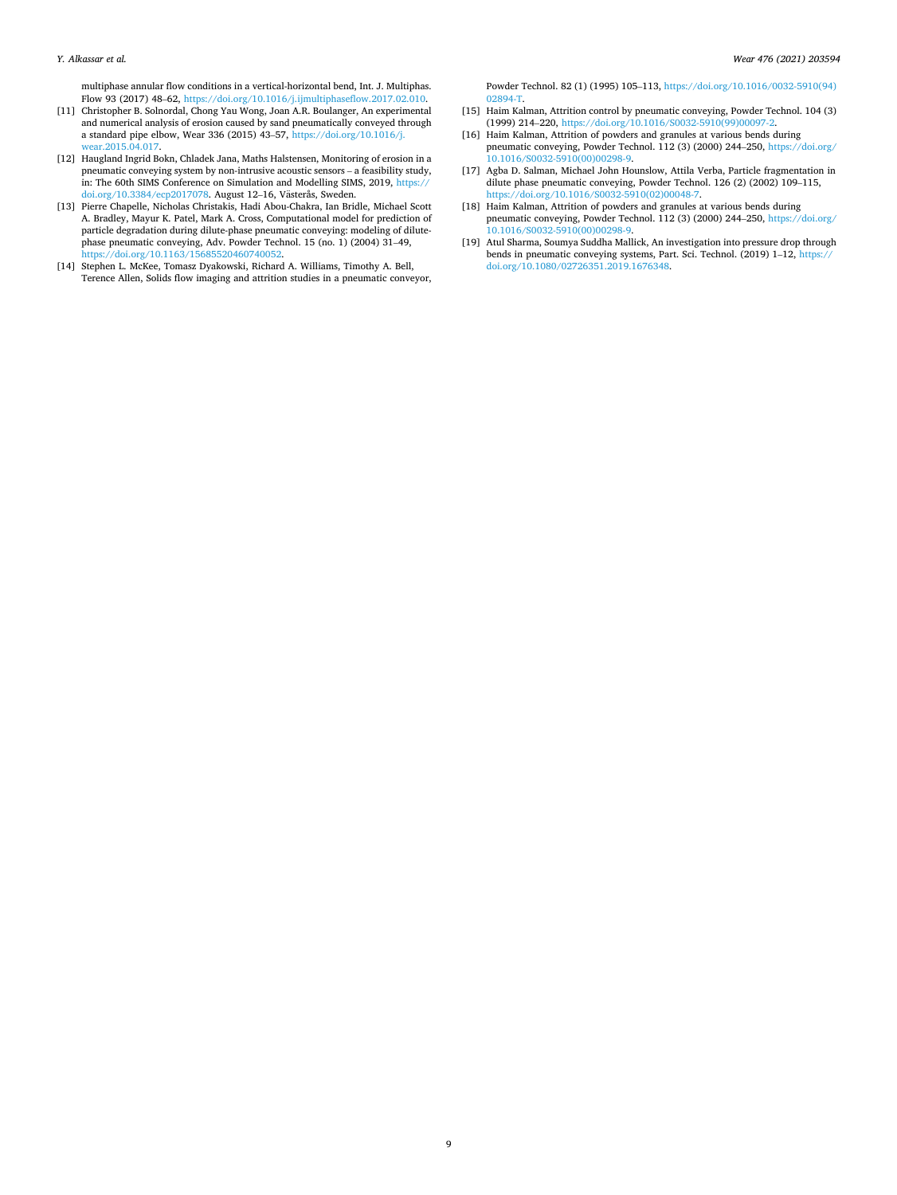multiphase annular flow conditions in a vertical-horizontal bend, Int. J. Multiphas. Flow 93 (2017) 48–62, https://doi.org/10.1016/j.ijmultiphaseflow.2017.02.010.

[11] Christopher B. Solnordal, Chong Yau Wong, Joan A.R. Boulanger, An experimental and numerical analysis of erosion caused by sand pneumatically conveyed through a standard pipe elbow, Wear 336 (2015) 43–57, https://doi.org/10.1016/j.wear.2015.04.017.

[12] Haugland Ingrid Bokn, Chladek Jana, Maths Halstensen, Monitoring of erosion in a pneumatic conveying system by non-intrusive acoustic sensors – a feasibility study, in: The 60th SIMS Conference on Simulation and Modelling SIMS, 2019, https://doi.org/10.3384/ecp2017078. August 12–16, Västerås, Sweden.

[13] Pierre Chapelle, Nicholas Christakis, Hadi Abou-Chakra, Ian Bridle, Michael Scott A. Bradley, Mayur K. Patel, Mark A. Cross, Computational model for prediction of particle degradation during dilute-phase pneumatic conveying: modeling of dilute-phase pneumatic conveying, Adv. Powder Technol. 15 (no. 1) (2004) 31–49, https://doi.org/10.1163/15685520460740052.

[14] Stephen L. McKee, Tomasz Dyakowski, Richard A. Williams, Timothy A. Bell, Terence Allen, Solids flow imaging and attrition studies in a pneumatic conveyor, Powder Technol. 82 (1) (1995) 105–113, https://doi.org/10.1016/0032-5910(94)02894-T.

[15] Haim Kalman, Attrition control by pneumatic conveying, Powder Technol. 104 (3) (1999) 214–220, https://doi.org/10.1016/S0032-5910(99)00097-2.

[16] Haim Kalman, Attrition of powders and granules at various bends during pneumatic conveying, Powder Technol. 112 (3) (2000) 244–250, https://doi.org/10.1016/S0032-5910(00)00298-9.

[17] Agba D. Salman, Michael John Hounslow, Attila Verba, Particle fragmentation in dilute phase pneumatic conveying, Powder Technol. 126 (2) (2002) 109–115, https://doi.org/10.1016/S0032-5910(02)00048-7.

[18] Haim Kalman, Attrition of powders and granules at various bends during pneumatic conveying, Powder Technol. 112 (3) (2000) 244–250, https://doi.org/10.1016/S0032-5910(00)00298-9.

[19] Atul Sharma, Soumya Suddha Mallick, An investigation into pressure drop through bends in pneumatic conveying systems, Part. Sci. Technol. (2019) 1–12, https://doi.org/10.1080/02726351.2019.1676348.